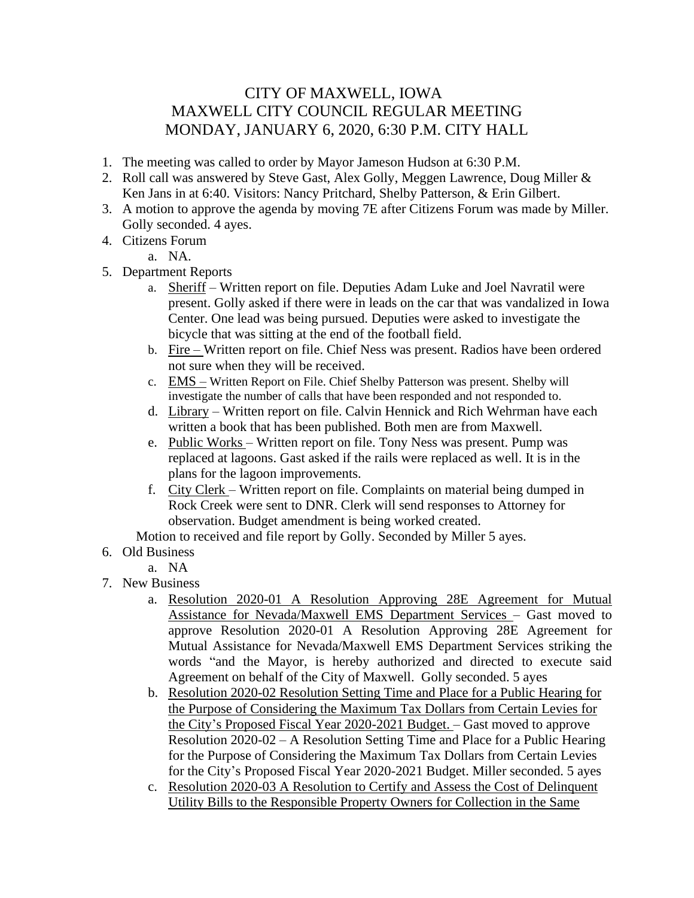# CITY OF MAXWELL, IOWA
# MAXWELL CITY COUNCIL REGULAR MEETING
# MONDAY, JANUARY 6, 2020, 6:30 P.M. CITY HALL

1. The meeting was called to order by Mayor Jameson Hudson at 6:30 P.M.
2. Roll call was answered by Steve Gast, Alex Golly, Meggen Lawrence, Doug Miller & Ken Jans in at 6:40. Visitors: Nancy Pritchard, Shelby Patterson, & Erin Gilbert.
3. A motion to approve the agenda by moving 7E after Citizens Forum was made by Miller. Golly seconded. 4 ayes.
4. Citizens Forum
   a. NA.
5. Department Reports
   a. Sheriff – Written report on file. Deputies Adam Luke and Joel Navratil were present. Golly asked if there were in leads on the car that was vandalized in Iowa Center. One lead was being pursued. Deputies were asked to investigate the bicycle that was sitting at the end of the football field.
   b. Fire – Written report on file. Chief Ness was present. Radios have been ordered not sure when they will be received.
   c. EMS – Written Report on File. Chief Shelby Patterson was present. Shelby will investigate the number of calls that have been responded and not responded to.
   d. Library – Written report on file. Calvin Hennick and Rich Wehrman have each written a book that has been published. Both men are from Maxwell.
   e. Public Works – Written report on file. Tony Ness was present. Pump was replaced at lagoons. Gast asked if the rails were replaced as well. It is in the plans for the lagoon improvements.
   f. City Clerk – Written report on file. Complaints on material being dumped in Rock Creek were sent to DNR. Clerk will send responses to Attorney for observation. Budget amendment is being worked created.

   Motion to received and file report by Golly. Seconded by Miller 5 ayes.
6. Old Business
   a. NA
7. New Business
   a. Resolution 2020-01 A Resolution Approving 28E Agreement for Mutual Assistance for Nevada/Maxwell EMS Department Services – Gast moved to approve Resolution 2020-01 A Resolution Approving 28E Agreement for Mutual Assistance for Nevada/Maxwell EMS Department Services striking the words "and the Mayor, is hereby authorized and directed to execute said Agreement on behalf of the City of Maxwell. Golly seconded. 5 ayes
   b. Resolution 2020-02 Resolution Setting Time and Place for a Public Hearing for the Purpose of Considering the Maximum Tax Dollars from Certain Levies for the City's Proposed Fiscal Year 2020-2021 Budget. – Gast moved to approve Resolution 2020-02 – A Resolution Setting Time and Place for a Public Hearing for the Purpose of Considering the Maximum Tax Dollars from Certain Levies for the City's Proposed Fiscal Year 2020-2021 Budget. Miller seconded. 5 ayes
   c. Resolution 2020-03 A Resolution to Certify and Assess the Cost of Delinquent Utility Bills to the Responsible Property Owners for Collection in the Same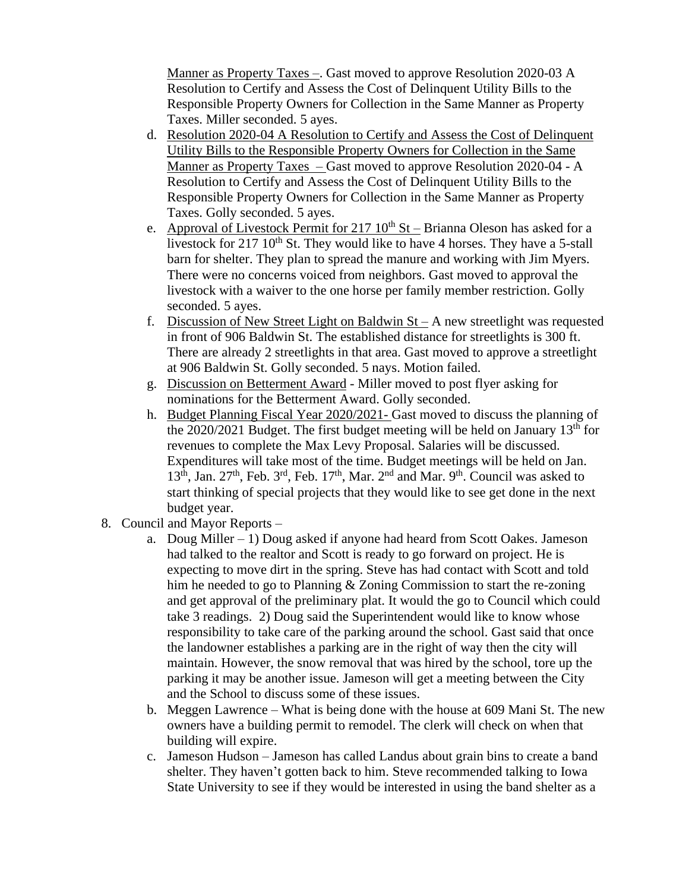Manner as Property Taxes –. Gast moved to approve Resolution 2020-03 A Resolution to Certify and Assess the Cost of Delinquent Utility Bills to the Responsible Property Owners for Collection in the Same Manner as Property Taxes. Miller seconded. 5 ayes.

d. Resolution 2020-04 A Resolution to Certify and Assess the Cost of Delinquent Utility Bills to the Responsible Property Owners for Collection in the Same Manner as Property Taxes – Gast moved to approve Resolution 2020-04 - A Resolution to Certify and Assess the Cost of Delinquent Utility Bills to the Responsible Property Owners for Collection in the Same Manner as Property Taxes. Golly seconded. 5 ayes.

e. Approval of Livestock Permit for 217 10th St – Brianna Oleson has asked for a livestock for 217 10th St. They would like to have 4 horses. They have a 5-stall barn for shelter. They plan to spread the manure and working with Jim Myers. There were no concerns voiced from neighbors. Gast moved to approval the livestock with a waiver to the one horse per family member restriction. Golly seconded. 5 ayes.

f. Discussion of New Street Light on Baldwin St – A new streetlight was requested in front of 906 Baldwin St. The established distance for streetlights is 300 ft. There are already 2 streetlights in that area. Gast moved to approve a streetlight at 906 Baldwin St. Golly seconded. 5 nays. Motion failed.

g. Discussion on Betterment Award - Miller moved to post flyer asking for nominations for the Betterment Award. Golly seconded.

h. Budget Planning Fiscal Year 2020/2021- Gast moved to discuss the planning of the 2020/2021 Budget. The first budget meeting will be held on January 13th for revenues to complete the Max Levy Proposal. Salaries will be discussed. Expenditures will take most of the time. Budget meetings will be held on Jan. 13th, Jan. 27th, Feb. 3rd, Feb. 17th, Mar. 2nd and Mar. 9th. Council was asked to start thinking of special projects that they would like to see get done in the next budget year.

8. Council and Mayor Reports –
   a. Doug Miller – 1) Doug asked if anyone had heard from Scott Oakes. Jameson had talked to the realtor and Scott is ready to go forward on project. He is expecting to move dirt in the spring. Steve has had contact with Scott and told him he needed to go to Planning & Zoning Commission to start the re-zoning and get approval of the preliminary plat. It would the go to Council which could take 3 readings. 2) Doug said the Superintendent would like to know whose responsibility to take care of the parking around the school. Gast said that once the landowner establishes a parking are in the right of way then the city will maintain. However, the snow removal that was hired by the school, tore up the parking it may be another issue. Jameson will get a meeting between the City and the School to discuss some of these issues.
   b. Meggen Lawrence – What is being done with the house at 609 Mani St. The new owners have a building permit to remodel. The clerk will check on when that building will expire.
   c. Jameson Hudson – Jameson has called Landus about grain bins to create a band shelter. They haven't gotten back to him. Steve recommended talking to Iowa State University to see if they would be interested in using the band shelter as a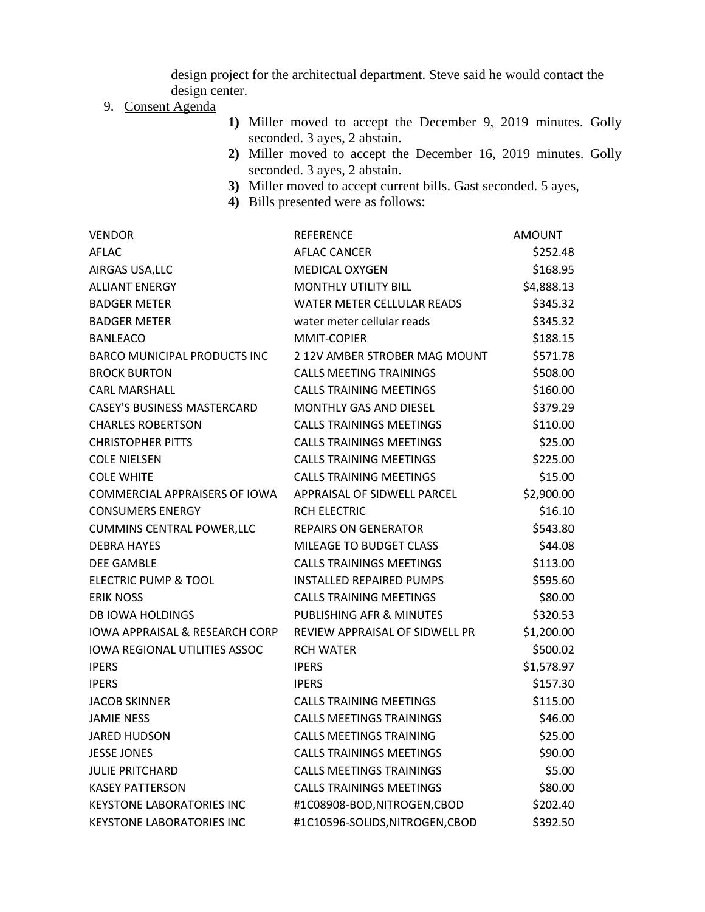design project for the architectual department. Steve said he would contact the design center.

9. Consent Agenda

   1) Miller moved to accept the December 9, 2019 minutes. Golly seconded. 3 ayes, 2 abstain.
   2) Miller moved to accept the December 16, 2019 minutes. Golly seconded. 3 ayes, 2 abstain.
   3) Miller moved to accept current bills. Gast seconded. 5 ayes,
   4) Bills presented were as follows:

| VENDOR | REFERENCE | AMOUNT |
|---|---|---|
| AFLAC | AFLAC CANCER | $252.48 |
| AIRGAS USA,LLC | MEDICAL OXYGEN | $168.95 |
| ALLIANT ENERGY | MONTHLY UTILITY BILL | $4,888.13 |
| BADGER METER | WATER METER CELLULAR READS | $345.32 |
| BADGER METER | water meter cellular reads | $345.32 |
| BANLEACO | MMIT-COPIER | $188.15 |
| BARCO MUNICIPAL PRODUCTS INC | 2 12V AMBER STROBER MAG MOUNT | $571.78 |
| BROCK BURTON | CALLS MEETING TRAININGS | $508.00 |
| CARL MARSHALL | CALLS TRAINING MEETINGS | $160.00 |
| CASEY'S BUSINESS MASTERCARD | MONTHLY GAS AND DIESEL | $379.29 |
| CHARLES ROBERTSON | CALLS TRAININGS MEETINGS | $110.00 |
| CHRISTOPHER PITTS | CALLS TRAININGS MEETINGS | $25.00 |
| COLE NIELSEN | CALLS TRAINING MEETINGS | $225.00 |
| COLE WHITE | CALLS TRAINING MEETINGS | $15.00 |
| COMMERCIAL APPRAISERS OF IOWA | APPRAISAL OF SIDWELL PARCEL | $2,900.00 |
| CONSUMERS ENERGY | RCH ELECTRIC | $16.10 |
| CUMMINS CENTRAL POWER,LLC | REPAIRS ON GENERATOR | $543.80 |
| DEBRA HAYES | MILEAGE TO BUDGET CLASS | $44.08 |
| DEE GAMBLE | CALLS TRAININGS MEETINGS | $113.00 |
| ELECTRIC PUMP & TOOL | INSTALLED REPAIRED PUMPS | $595.60 |
| ERIK NOSS | CALLS TRAINING MEETINGS | $80.00 |
| DB IOWA HOLDINGS | PUBLISHING AFR & MINUTES | $320.53 |
| IOWA APPRAISAL & RESEARCH CORP | REVIEW APPRAISAL OF SIDWELL PR | $1,200.00 |
| IOWA REGIONAL UTILITIES ASSOC | RCH WATER | $500.02 |
| IPERS | IPERS | $1,578.97 |
| IPERS | IPERS | $157.30 |
| JACOB SKINNER | CALLS TRAINING MEETINGS | $115.00 |
| JAMIE NESS | CALLS MEETINGS TRAININGS | $46.00 |
| JARED HUDSON | CALLS MEETINGS TRAINING | $25.00 |
| JESSE JONES | CALLS TRAININGS MEETINGS | $90.00 |
| JULIE PRITCHARD | CALLS MEETINGS TRAININGS | $5.00 |
| KASEY PATTERSON | CALLS TRAININGS MEETINGS | $80.00 |
| KEYSTONE LABORATORIES INC | #1C08908-BOD,NITROGEN,CBOD | $202.40 |
| KEYSTONE LABORATORIES INC | #1C10596-SOLIDS,NITROGEN,CBOD | $392.50 |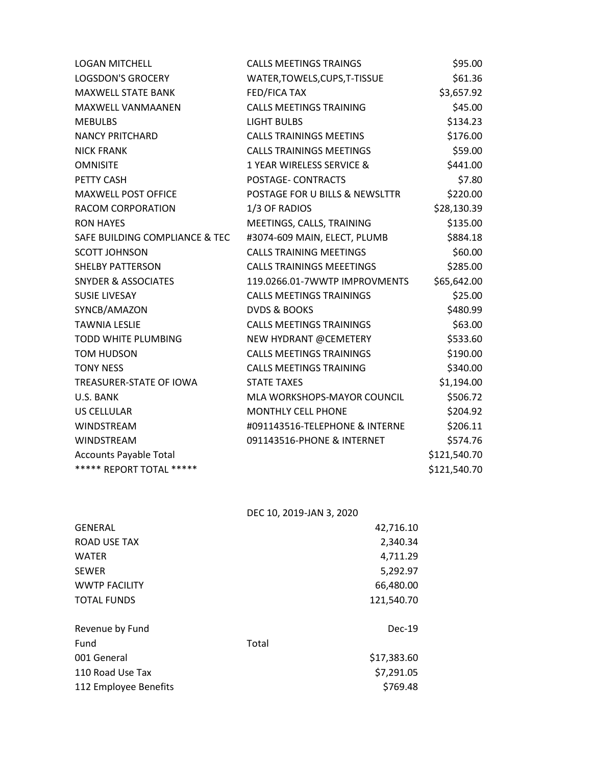| | | |
|---|---|---|
| LOGAN MITCHELL | CALLS MEETINGS TRAINGS | $95.00 |
| LOGSDON'S GROCERY | WATER,TOWELS,CUPS,T-TISSUE | $61.36 |
| MAXWELL STATE BANK | FED/FICA TAX | $3,657.92 |
| MAXWELL VANMAANEN | CALLS MEETINGS TRAINING | $45.00 |
| MEBULBS | LIGHT BULBS | $134.23 |
| NANCY PRITCHARD | CALLS TRAININGS MEETINS | $176.00 |
| NICK FRANK | CALLS TRAININGS MEETINGS | $59.00 |
| OMNISITE | 1 YEAR WIRELESS SERVICE & | $441.00 |
| PETTY CASH | POSTAGE- CONTRACTS | $7.80 |
| MAXWELL POST OFFICE | POSTAGE FOR U BILLS & NEWSLTTR | $220.00 |
| RACOM CORPORATION | 1/3 OF RADIOS | $28,130.39 |
| RON HAYES | MEETINGS, CALLS, TRAINING | $135.00 |
| SAFE BUILDING COMPLIANCE & TEC | #3074-609 MAIN, ELECT, PLUMB | $884.18 |
| SCOTT JOHNSON | CALLS TRAINING MEETINGS | $60.00 |
| SHELBY PATTERSON | CALLS TRAININGS MEEETINGS | $285.00 |
| SNYDER & ASSOCIATES | 119.0266.01-7WWTP IMPROVMENTS | $65,642.00 |
| SUSIE LIVESAY | CALLS MEETINGS TRAININGS | $25.00 |
| SYNCB/AMAZON | DVDS & BOOKS | $480.99 |
| TAWNIA LESLIE | CALLS MEETINGS TRAININGS | $63.00 |
| TODD WHITE PLUMBING | NEW HYDRANT @CEMETERY | $533.60 |
| TOM HUDSON | CALLS MEETINGS TRAININGS | $190.00 |
| TONY NESS | CALLS MEETINGS TRAINING | $340.00 |
| TREASURER-STATE OF IOWA | STATE TAXES | $1,194.00 |
| U.S. BANK | MLA WORKSHOPS-MAYOR COUNCIL | $506.72 |
| US CELLULAR | MONTHLY CELL PHONE | $204.92 |
| WINDSTREAM | #091143516-TELEPHONE & INTERNE | $206.11 |
| WINDSTREAM | 091143516-PHONE & INTERNET | $574.76 |
| Accounts Payable Total | | $121,540.70 |
| ***** REPORT TOTAL ***** | | $121,540.70 |

| | DEC 10, 2019-JAN 3, 2020 |
|---|---|
| GENERAL | 42,716.10 |
| ROAD USE TAX | 2,340.34 |
| WATER | 4,711.29 |
| SEWER | 5,292.97 |
| WWTP FACILITY | 66,480.00 |
| TOTAL FUNDS | 121,540.70 |

| Revenue by Fund | | Dec-19 |
|---|---|---|
| Fund | Total | |
| 001 General | | $17,383.60 |
| 110 Road Use Tax | | $7,291.05 |
| 112 Employee Benefits | | $769.48 |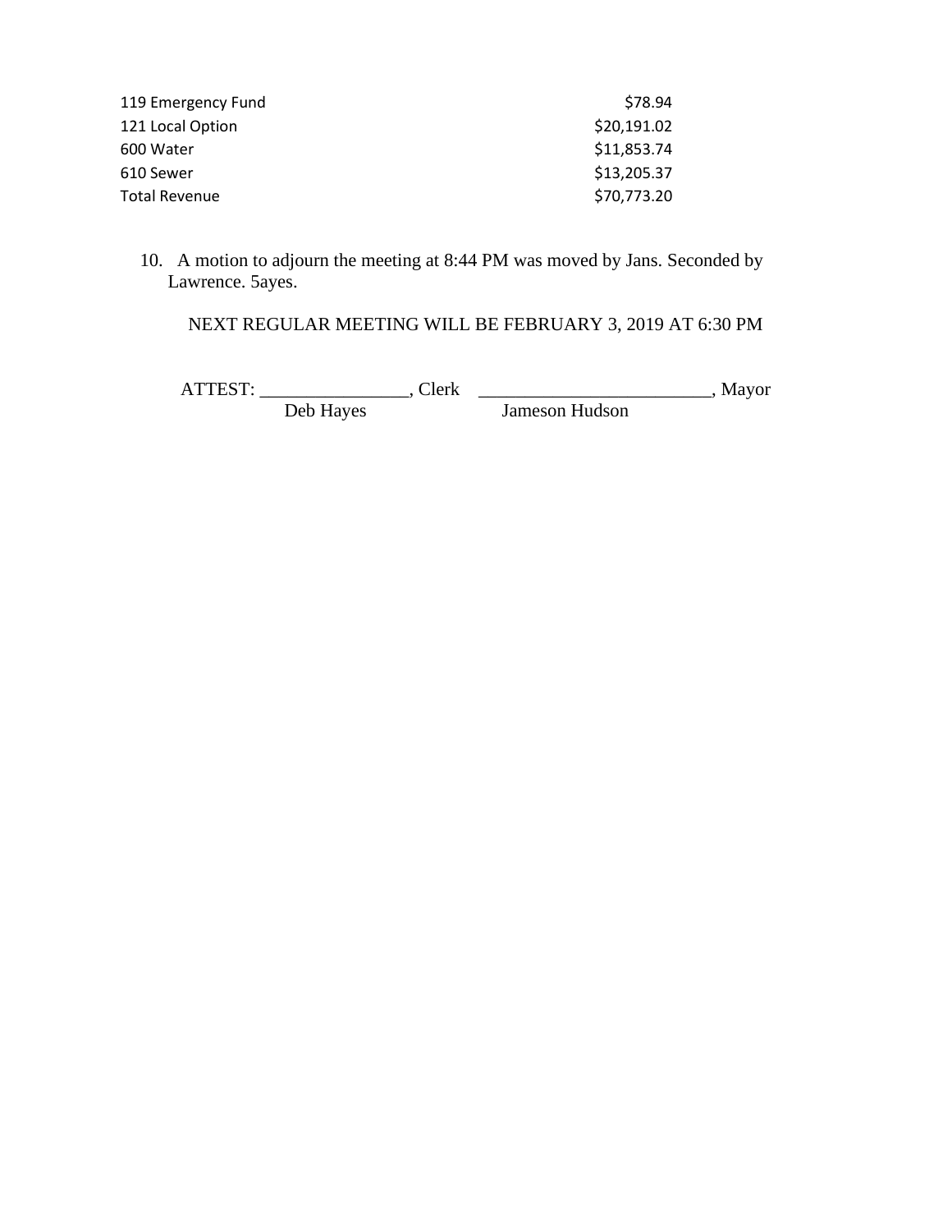| | |
|---|---|
| 119 Emergency Fund | $78.94 |
| 121 Local Option | $20,191.02 |
| 600 Water | $11,853.74 |
| 610 Sewer | $13,205.37 |
| Total Revenue | $70,773.20 |

10. A motion to adjourn the meeting at 8:44 PM was moved by Jans. Seconded by Lawrence. 5ayes.

NEXT REGULAR MEETING WILL BE FEBRUARY 3, 2019 AT 6:30 PM

ATTEST: ________________, Clerk &nbsp;&nbsp;&nbsp; _________________________, Mayor
Deb Hayes &nbsp;&nbsp;&nbsp;&nbsp;&nbsp;&nbsp;&nbsp;&nbsp;&nbsp;&nbsp;&nbsp;&nbsp;&nbsp;&nbsp;&nbsp;&nbsp;&nbsp;&nbsp;&nbsp;&nbsp; Jameson Hudson